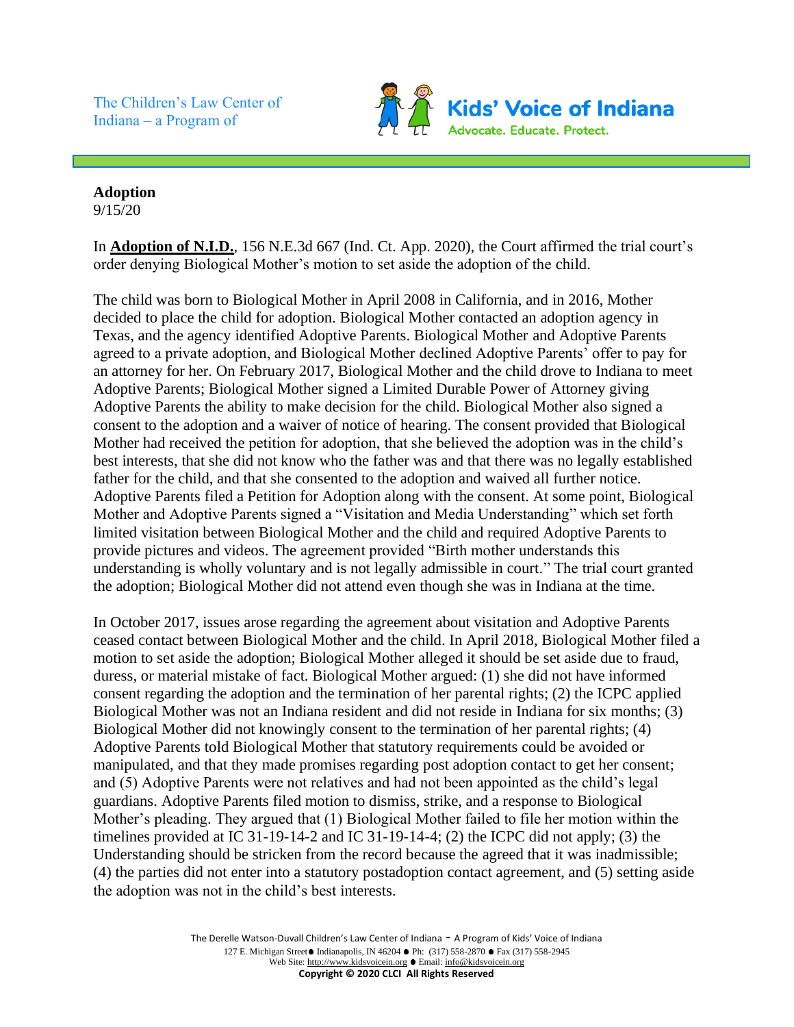The Children's Law Center of Indiana – a Program of

**Kids' Voice of Indiana**
Advocate. Educate. Protect.

**Adoption**
9/15/20

In **Adoption of N.I.D.**, 156 N.E.3d 667 (Ind. Ct. App. 2020), the Court affirmed the trial court's order denying Biological Mother's motion to set aside the adoption of the child.

The child was born to Biological Mother in April 2008 in California, and in 2016, Mother decided to place the child for adoption. Biological Mother contacted an adoption agency in Texas, and the agency identified Adoptive Parents. Biological Mother and Adoptive Parents agreed to a private adoption, and Biological Mother declined Adoptive Parents' offer to pay for an attorney for her. On February 2017, Biological Mother and the child drove to Indiana to meet Adoptive Parents; Biological Mother signed a Limited Durable Power of Attorney giving Adoptive Parents the ability to make decision for the child. Biological Mother also signed a consent to the adoption and a waiver of notice of hearing. The consent provided that Biological Mother had received the petition for adoption, that she believed the adoption was in the child's best interests, that she did not know who the father was and that there was no legally established father for the child, and that she consented to the adoption and waived all further notice. Adoptive Parents filed a Petition for Adoption along with the consent. At some point, Biological Mother and Adoptive Parents signed a "Visitation and Media Understanding" which set forth limited visitation between Biological Mother and the child and required Adoptive Parents to provide pictures and videos. The agreement provided "Birth mother understands this understanding is wholly voluntary and is not legally admissible in court." The trial court granted the adoption; Biological Mother did not attend even though she was in Indiana at the time.

In October 2017, issues arose regarding the agreement about visitation and Adoptive Parents ceased contact between Biological Mother and the child. In April 2018, Biological Mother filed a motion to set aside the adoption; Biological Mother alleged it should be set aside due to fraud, duress, or material mistake of fact. Biological Mother argued: (1) she did not have informed consent regarding the adoption and the termination of her parental rights; (2) the ICPC applied Biological Mother was not an Indiana resident and did not reside in Indiana for six months; (3) Biological Mother did not knowingly consent to the termination of her parental rights; (4) Adoptive Parents told Biological Mother that statutory requirements could be avoided or manipulated, and that they made promises regarding post adoption contact to get her consent; and (5) Adoptive Parents were not relatives and had not been appointed as the child's legal guardians. Adoptive Parents filed motion to dismiss, strike, and a response to Biological Mother's pleading. They argued that (1) Biological Mother failed to file her motion within the timelines provided at IC 31-19-14-2 and IC 31-19-14-4; (2) the ICPC did not apply; (3) the Understanding should be stricken from the record because the agreed that it was inadmissible; (4) the parties did not enter into a statutory postadoption contact agreement, and (5) setting aside the adoption was not in the child's best interests.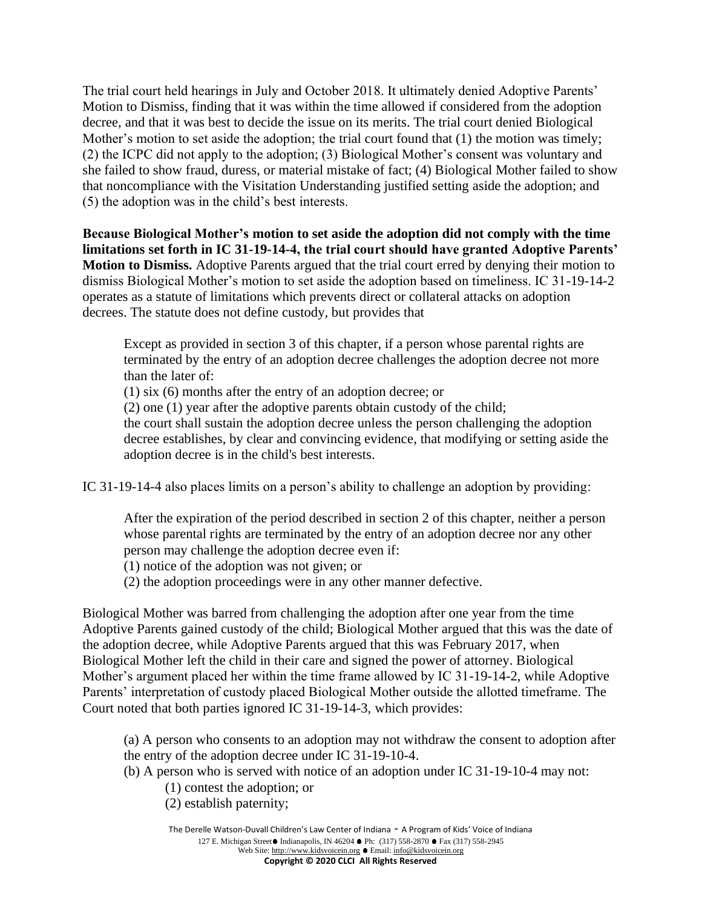The trial court held hearings in July and October 2018. It ultimately denied Adoptive Parents' Motion to Dismiss, finding that it was within the time allowed if considered from the adoption decree, and that it was best to decide the issue on its merits. The trial court denied Biological Mother's motion to set aside the adoption; the trial court found that (1) the motion was timely; (2) the ICPC did not apply to the adoption; (3) Biological Mother's consent was voluntary and she failed to show fraud, duress, or material mistake of fact; (4) Biological Mother failed to show that noncompliance with the Visitation Understanding justified setting aside the adoption; and (5) the adoption was in the child's best interests.

**Because Biological Mother's motion to set aside the adoption did not comply with the time limitations set forth in IC 31-19-14-4, the trial court should have granted Adoptive Parents' Motion to Dismiss.** Adoptive Parents argued that the trial court erred by denying their motion to dismiss Biological Mother's motion to set aside the adoption based on timeliness. IC 31-19-14-2 operates as a statute of limitations which prevents direct or collateral attacks on adoption decrees. The statute does not define custody, but provides that

> Except as provided in section 3 of this chapter, if a person whose parental rights are terminated by the entry of an adoption decree challenges the adoption decree not more than the later of:
> (1) six (6) months after the entry of an adoption decree; or
> (2) one (1) year after the adoptive parents obtain custody of the child;
> the court shall sustain the adoption decree unless the person challenging the adoption decree establishes, by clear and convincing evidence, that modifying or setting aside the adoption decree is in the child's best interests.

IC 31-19-14-4 also places limits on a person's ability to challenge an adoption by providing:

> After the expiration of the period described in section 2 of this chapter, neither a person whose parental rights are terminated by the entry of an adoption decree nor any other person may challenge the adoption decree even if:
> (1) notice of the adoption was not given; or
> (2) the adoption proceedings were in any other manner defective.

Biological Mother was barred from challenging the adoption after one year from the time Adoptive Parents gained custody of the child; Biological Mother argued that this was the date of the adoption decree, while Adoptive Parents argued that this was February 2017, when Biological Mother left the child in their care and signed the power of attorney. Biological Mother's argument placed her within the time frame allowed by IC 31-19-14-2, while Adoptive Parents' interpretation of custody placed Biological Mother outside the allotted timeframe. The Court noted that both parties ignored IC 31-19-14-3, which provides:

> (a) A person who consents to an adoption may not withdraw the consent to adoption after the entry of the adoption decree under IC 31-19-10-4.
> (b) A person who is served with notice of an adoption under IC 31-19-10-4 may not:
>   (1) contest the adoption; or
>   (2) establish paternity;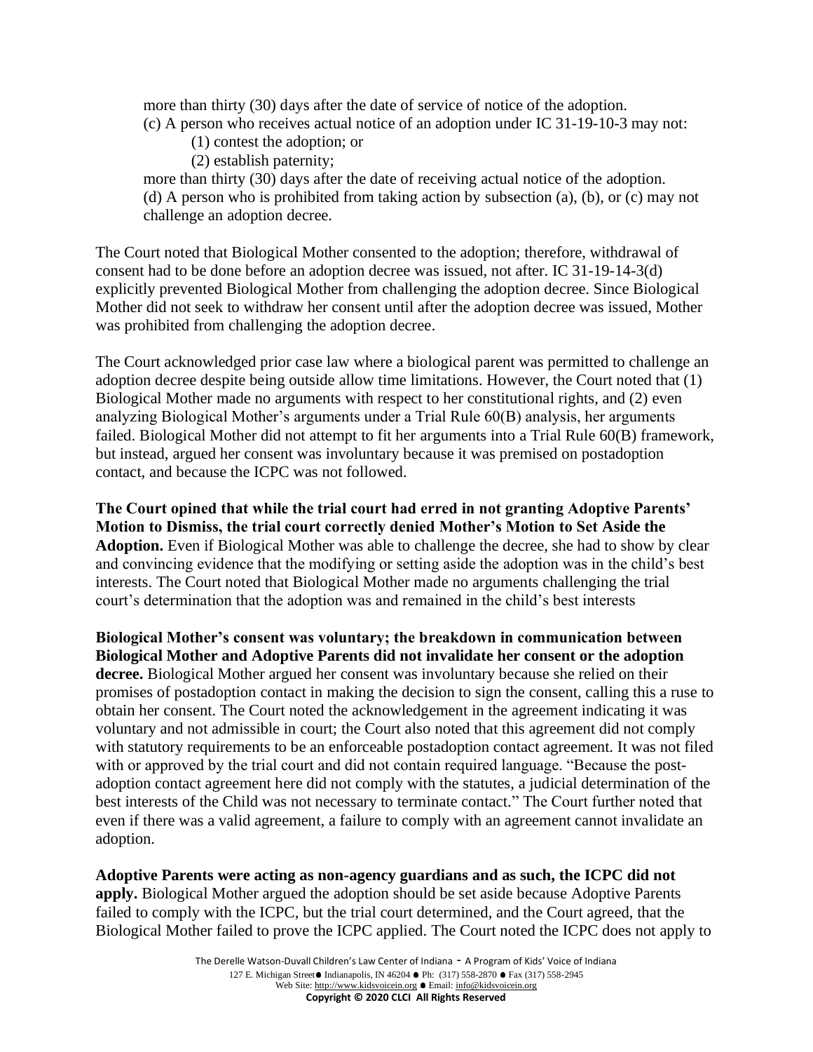more than thirty (30) days after the date of service of notice of the adoption.

(c) A person who receives actual notice of an adoption under IC 31-19-10-3 may not:

(1) contest the adoption; or

(2) establish paternity;

more than thirty (30) days after the date of receiving actual notice of the adoption.

(d) A person who is prohibited from taking action by subsection (a), (b), or (c) may not challenge an adoption decree.

The Court noted that Biological Mother consented to the adoption; therefore, withdrawal of consent had to be done before an adoption decree was issued, not after. IC 31-19-14-3(d) explicitly prevented Biological Mother from challenging the adoption decree. Since Biological Mother did not seek to withdraw her consent until after the adoption decree was issued, Mother was prohibited from challenging the adoption decree.

The Court acknowledged prior case law where a biological parent was permitted to challenge an adoption decree despite being outside allow time limitations. However, the Court noted that (1) Biological Mother made no arguments with respect to her constitutional rights, and (2) even analyzing Biological Mother's arguments under a Trial Rule 60(B) analysis, her arguments failed. Biological Mother did not attempt to fit her arguments into a Trial Rule 60(B) framework, but instead, argued her consent was involuntary because it was premised on postadoption contact, and because the ICPC was not followed.

**The Court opined that while the trial court had erred in not granting Adoptive Parents' Motion to Dismiss, the trial court correctly denied Mother's Motion to Set Aside the Adoption.** Even if Biological Mother was able to challenge the decree, she had to show by clear and convincing evidence that the modifying or setting aside the adoption was in the child's best interests. The Court noted that Biological Mother made no arguments challenging the trial court's determination that the adoption was and remained in the child's best interests

**Biological Mother's consent was voluntary; the breakdown in communication between Biological Mother and Adoptive Parents did not invalidate her consent or the adoption decree.** Biological Mother argued her consent was involuntary because she relied on their promises of postadoption contact in making the decision to sign the consent, calling this a ruse to obtain her consent. The Court noted the acknowledgement in the agreement indicating it was voluntary and not admissible in court; the Court also noted that this agreement did not comply with statutory requirements to be an enforceable postadoption contact agreement. It was not filed with or approved by the trial court and did not contain required language. "Because the post-adoption contact agreement here did not comply with the statutes, a judicial determination of the best interests of the Child was not necessary to terminate contact." The Court further noted that even if there was a valid agreement, a failure to comply with an agreement cannot invalidate an adoption.

**Adoptive Parents were acting as non-agency guardians and as such, the ICPC did not apply.** Biological Mother argued the adoption should be set aside because Adoptive Parents failed to comply with the ICPC, but the trial court determined, and the Court agreed, that the Biological Mother failed to prove the ICPC applied. The Court noted the ICPC does not apply to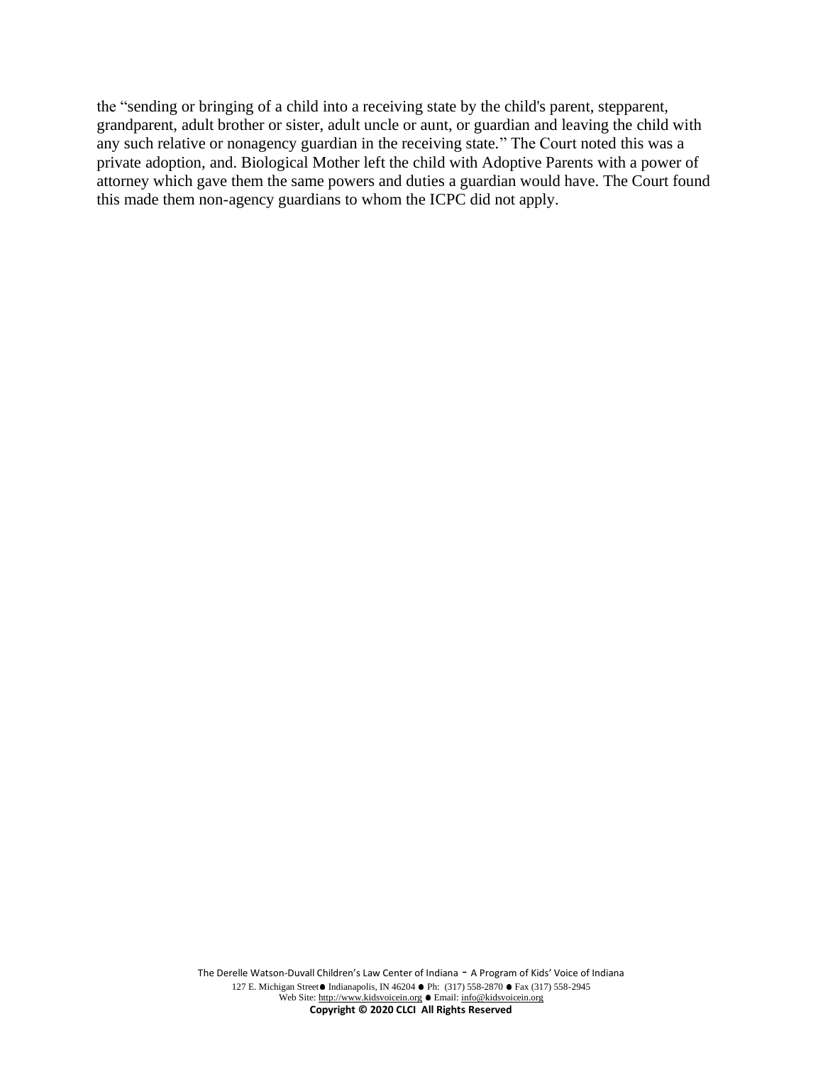the "sending or bringing of a child into a receiving state by the child's parent, stepparent, grandparent, adult brother or sister, adult uncle or aunt, or guardian and leaving the child with any such relative or nonagency guardian in the receiving state." The Court noted this was a private adoption, and. Biological Mother left the child with Adoptive Parents with a power of attorney which gave them the same powers and duties a guardian would have. The Court found this made them non-agency guardians to whom the ICPC did not apply.